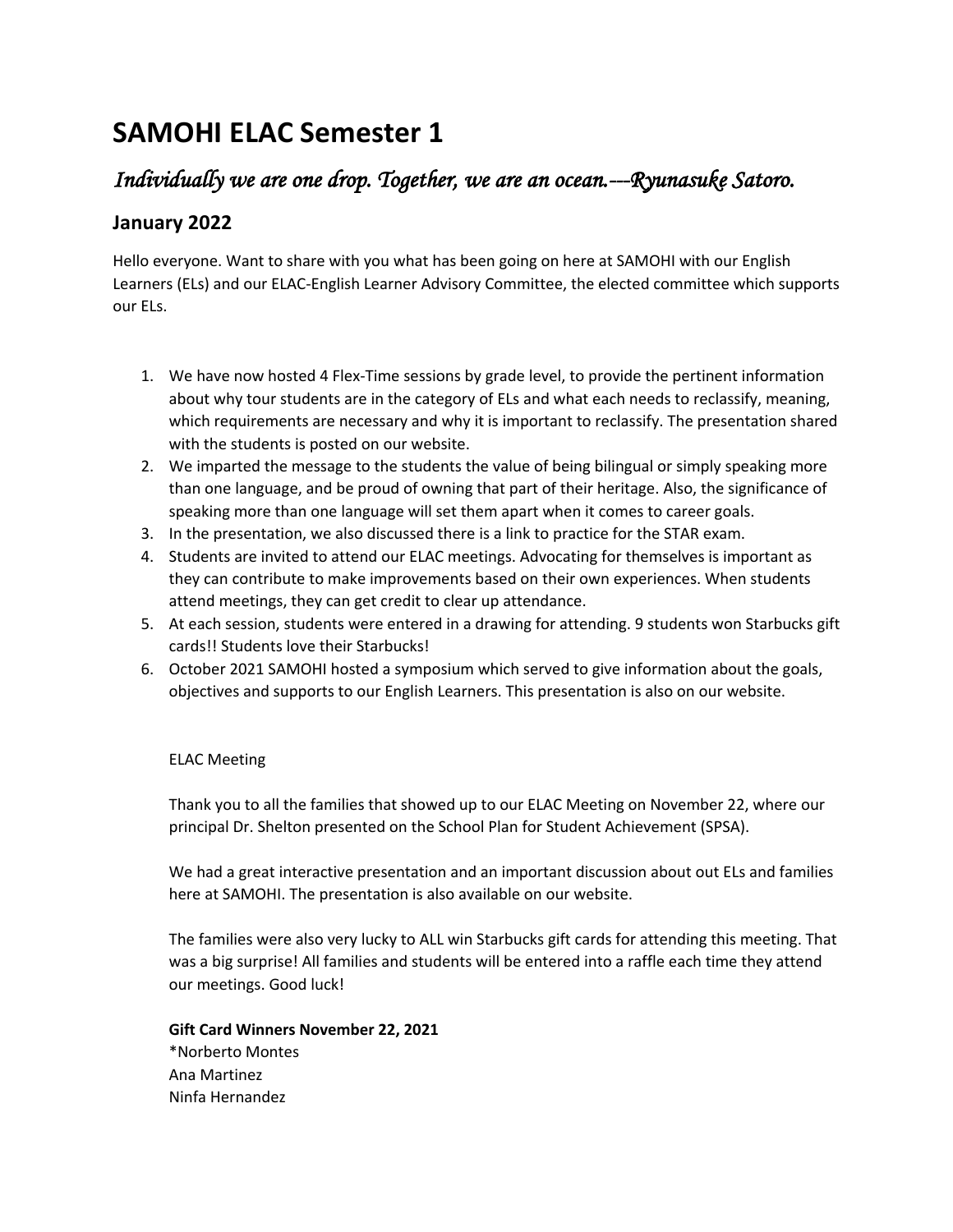# SAMOHI ELAC Semester 1

## *Individually we are one drop. Together, we are an ocean.---Ryunasuke Satoro.*

### January 2022

Hello everyone. Want to share with you what has been going on here at SAMOHI with our English Learners (ELs) and our ELAC-English Learner Advisory Committee, the elected committee which supports our ELs.

1. We have now hosted 4 Flex-Time sessions by grade level, to provide the pertinent information about why tour students are in the category of ELs and what each needs to reclassify, meaning, which requirements are necessary and why it is important to reclassify. The presentation shared with the students is posted on our website.
2. We imparted the message to the students the value of being bilingual or simply speaking more than one language, and be proud of owning that part of their heritage. Also, the significance of speaking more than one language will set them apart when it comes to career goals.
3. In the presentation, we also discussed there is a link to practice for the STAR exam.
4. Students are invited to attend our ELAC meetings. Advocating for themselves is important as they can contribute to make improvements based on their own experiences. When students attend meetings, they can get credit to clear up attendance.
5. At each session, students were entered in a drawing for attending. 9 students won Starbucks gift cards!! Students love their Starbucks!
6. October 2021 SAMOHI hosted a symposium which served to give information about the goals, objectives and supports to our English Learners. This presentation is also on our website.

ELAC Meeting

Thank you to all the families that showed up to our ELAC Meeting on November 22, where our principal Dr. Shelton presented on the School Plan for Student Achievement (SPSA).

We had a great interactive presentation and an important discussion about out ELs and families here at SAMOHI. The presentation is also available on our website.

The families were also very lucky to ALL win Starbucks gift cards for attending this meeting. That was a big surprise! All families and students will be entered into a raffle each time they attend our meetings. Good luck!

**Gift Card Winners November 22, 2021**
*Norberto Montes
Ana Martinez
Ninfa Hernandez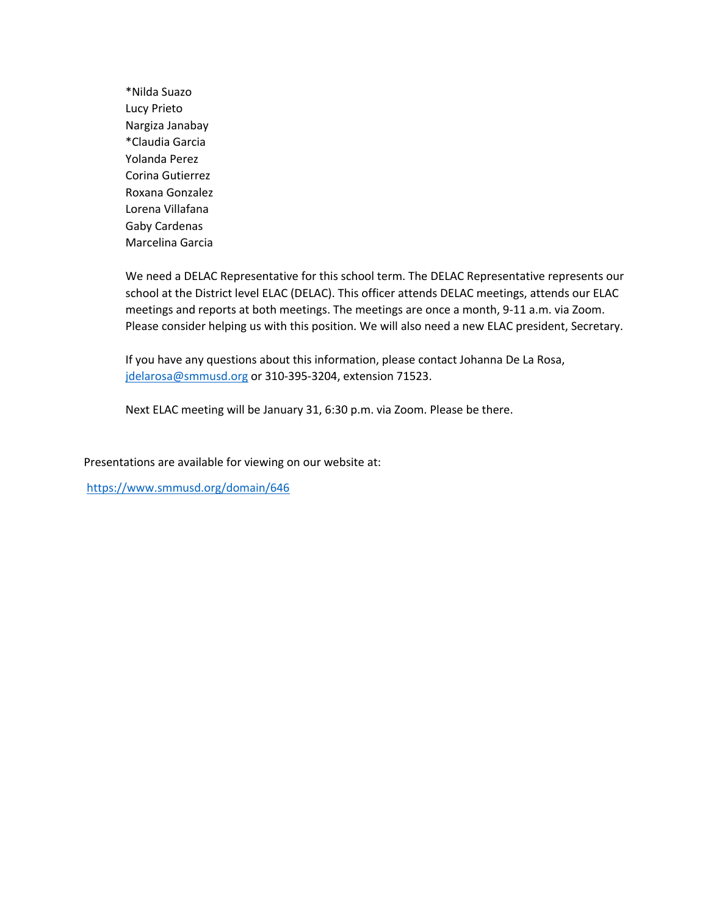*Nilda Suazo
Lucy Prieto
Nargiza Janabay
*Claudia Garcia
Yolanda Perez
Corina Gutierrez
Roxana Gonzalez
Lorena Villafana
Gaby Cardenas
Marcelina Garcia

We need a DELAC Representative for this school term. The DELAC Representative represents our school at the District level ELAC (DELAC). This officer attends DELAC meetings, attends our ELAC meetings and reports at both meetings. The meetings are once a month, 9-11 a.m. via Zoom. Please consider helping us with this position. We will also need a new ELAC president, Secretary.

If you have any questions about this information, please contact Johanna De La Rosa, [jdelarosa@smmusd.org](mailto:jdelarosa@smmusd.org) or 310-395-3204, extension 71523.

Next ELAC meeting will be January 31, 6:30 p.m. via Zoom. Please be there.

Presentations are available for viewing on our website at:

[https://www.smmusd.org/domain/646](https://www.smmusd.org/domain/646)